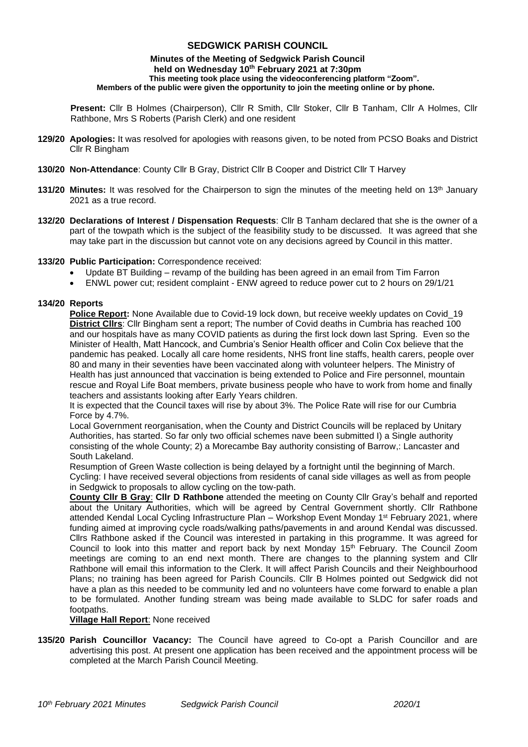# SEDGWICK PARISH COUNCIL

**Minutes of the Meeting of Sedgwick Parish Council**
**held on Wednesday 10th February 2021 at 7:30pm**
**This meeting took place using the videoconferencing platform "Zoom".**
**Members of the public were given the opportunity to join the meeting online or by phone.**

**Present:** Cllr B Holmes (Chairperson), Cllr R Smith, Cllr Stoker, Cllr B Tanham, Cllr A Holmes, Cllr Rathbone, Mrs S Roberts (Parish Clerk) and one resident

**129/20 Apologies:** It was resolved for apologies with reasons given, to be noted from PCSO Boaks and District Cllr R Bingham

**130/20 Non-Attendance**: County Cllr B Gray, District Cllr B Cooper and District Cllr T Harvey

**131/20 Minutes:** It was resolved for the Chairperson to sign the minutes of the meeting held on 13th January 2021 as a true record.

**132/20 Declarations of Interest / Dispensation Requests**: Cllr B Tanham declared that she is the owner of a part of the towpath which is the subject of the feasibility study to be discussed. It was agreed that she may take part in the discussion but cannot vote on any decisions agreed by Council in this matter.

**133/20 Public Participation:** Correspondence received:

- Update BT Building – revamp of the building has been agreed in an email from Tim Farron
- ENWL power cut; resident complaint - ENW agreed to reduce power cut to 2 hours on 29/1/21

**134/20 Reports**

**Police Report:** None Available due to Covid-19 lock down, but receive weekly updates on Covid_19

**District Cllrs**: Cllr Bingham sent a report; The number of Covid deaths in Cumbria has reached 100 and our hospitals have as many COVID patients as during the first lock down last Spring. Even so the Minister of Health, Matt Hancock, and Cumbria's Senior Health officer and Colin Cox believe that the pandemic has peaked. Locally all care home residents, NHS front line staffs, health carers, people over 80 and many in their seventies have been vaccinated along with volunteer helpers. The Ministry of Health has just announced that vaccination is being extended to Police and Fire personnel, mountain rescue and Royal Life Boat members, private business people who have to work from home and finally teachers and assistants looking after Early Years children.

It is expected that the Council taxes will rise by about 3%. The Police Rate will rise for our Cumbria Force by 4.7%.

Local Government reorganisation, when the County and District Councils will be replaced by Unitary Authorities, has started. So far only two official schemes nave been submitted I) a Single authority consisting of the whole County; 2) a Morecambe Bay authority consisting of Barrow,: Lancaster and South Lakeland.

Resumption of Green Waste collection is being delayed by a fortnight until the beginning of March.

Cycling: I have received several objections from residents of canal side villages as well as from people in Sedgwick to proposals to allow cycling on the tow-path.

**County Cllr B Gray**: **Cllr D Rathbone** attended the meeting on County Cllr Gray's behalf and reported about the Unitary Authorities, which will be agreed by Central Government shortly. Cllr Rathbone attended Kendal Local Cycling Infrastructure Plan – Workshop Event Monday 1st February 2021, where funding aimed at improving cycle roads/walking paths/pavements in and around Kendal was discussed. Cllrs Rathbone asked if the Council was interested in partaking in this programme. It was agreed for Council to look into this matter and report back by next Monday 15th February. The Council Zoom meetings are coming to an end next month. There are changes to the planning system and Cllr Rathbone will email this information to the Clerk. It will affect Parish Councils and their Neighbourhood Plans; no training has been agreed for Parish Councils. Cllr B Holmes pointed out Sedgwick did not have a plan as this needed to be community led and no volunteers have come forward to enable a plan to be formulated. Another funding stream was being made available to SLDC for safer roads and footpaths.

**Village Hall Report**: None received

**135/20 Parish Councillor Vacancy:** The Council have agreed to Co-opt a Parish Councillor and are advertising this post. At present one application has been received and the appointment process will be completed at the March Parish Council Meeting.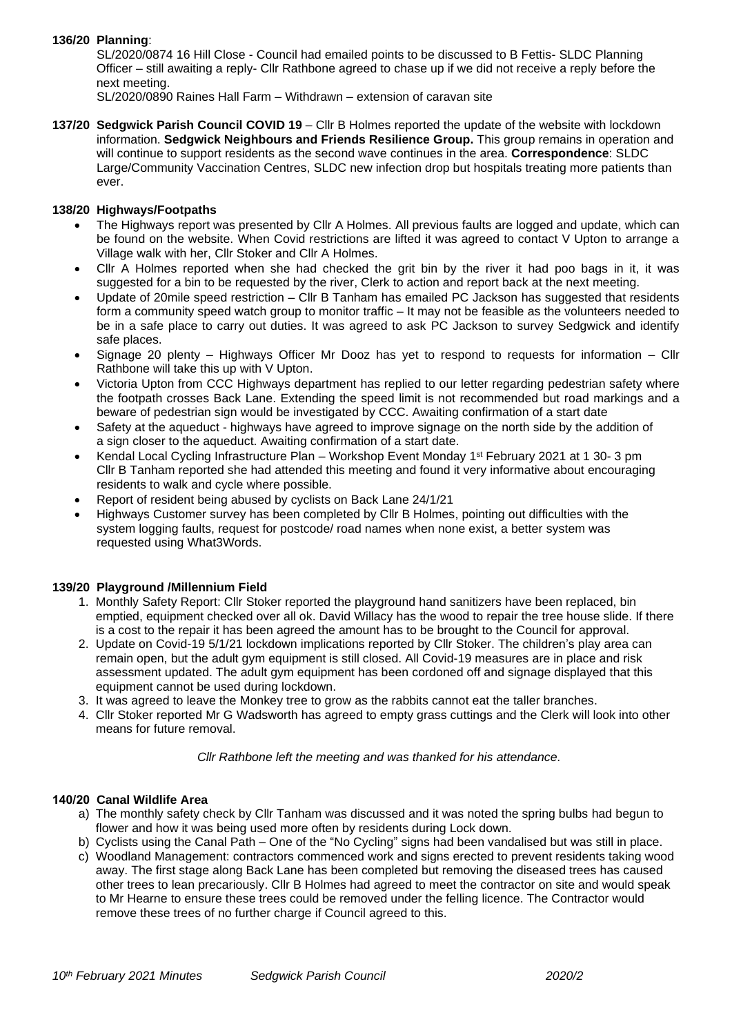**136/20 Planning**:

SL/2020/0874 16 Hill Close - Council had emailed points to be discussed to B Fettis- SLDC Planning Officer – still awaiting a reply- Cllr Rathbone agreed to chase up if we did not receive a reply before the next meeting.

SL/2020/0890 Raines Hall Farm – Withdrawn – extension of caravan site

**137/20 Sedgwick Parish Council COVID 19** – Cllr B Holmes reported the update of the website with lockdown information. **Sedgwick Neighbours and Friends Resilience Group.** This group remains in operation and will continue to support residents as the second wave continues in the area. **Correspondence**: SLDC Large/Community Vaccination Centres, SLDC new infection drop but hospitals treating more patients than ever.

**138/20 Highways/Footpaths**

- The Highways report was presented by Cllr A Holmes. All previous faults are logged and update, which can be found on the website. When Covid restrictions are lifted it was agreed to contact V Upton to arrange a Village walk with her, Cllr Stoker and Cllr A Holmes.
- Cllr A Holmes reported when she had checked the grit bin by the river it had poo bags in it, it was suggested for a bin to be requested by the river, Clerk to action and report back at the next meeting.
- Update of 20mile speed restriction – Cllr B Tanham has emailed PC Jackson has suggested that residents form a community speed watch group to monitor traffic – It may not be feasible as the volunteers needed to be in a safe place to carry out duties. It was agreed to ask PC Jackson to survey Sedgwick and identify safe places.
- Signage 20 plenty – Highways Officer Mr Dooz has yet to respond to requests for information – Cllr Rathbone will take this up with V Upton.
- Victoria Upton from CCC Highways department has replied to our letter regarding pedestrian safety where the footpath crosses Back Lane. Extending the speed limit is not recommended but road markings and a beware of pedestrian sign would be investigated by CCC. Awaiting confirmation of a start date
- Safety at the aqueduct - highways have agreed to improve signage on the north side by the addition of a sign closer to the aqueduct. Awaiting confirmation of a start date.
- Kendal Local Cycling Infrastructure Plan – Workshop Event Monday 1st February 2021 at 1 30- 3 pm Cllr B Tanham reported she had attended this meeting and found it very informative about encouraging residents to walk and cycle where possible.
- Report of resident being abused by cyclists on Back Lane 24/1/21
- Highways Customer survey has been completed by Cllr B Holmes, pointing out difficulties with the system logging faults, request for postcode/ road names when none exist, a better system was requested using What3Words.

**139/20 Playground /Millennium Field**

1. Monthly Safety Report: Cllr Stoker reported the playground hand sanitizers have been replaced, bin emptied, equipment checked over all ok. David Willacy has the wood to repair the tree house slide. If there is a cost to the repair it has been agreed the amount has to be brought to the Council for approval.
2. Update on Covid-19 5/1/21 lockdown implications reported by Cllr Stoker. The children's play area can remain open, but the adult gym equipment is still closed. All Covid-19 measures are in place and risk assessment updated. The adult gym equipment has been cordoned off and signage displayed that this equipment cannot be used during lockdown.
3. It was agreed to leave the Monkey tree to grow as the rabbits cannot eat the taller branches.
4. Cllr Stoker reported Mr G Wadsworth has agreed to empty grass cuttings and the Clerk will look into other means for future removal.

*Cllr Rathbone left the meeting and was thanked for his attendance.*

**140/20 Canal Wildlife Area**

a) The monthly safety check by Cllr Tanham was discussed and it was noted the spring bulbs had begun to flower and how it was being used more often by residents during Lock down.

b) Cyclists using the Canal Path – One of the "No Cycling" signs had been vandalised but was still in place.

c) Woodland Management: contractors commenced work and signs erected to prevent residents taking wood away. The first stage along Back Lane has been completed but removing the diseased trees has caused other trees to lean precariously. Cllr B Holmes had agreed to meet the contractor on site and would speak to Mr Hearne to ensure these trees could be removed under the felling licence. The Contractor would remove these trees of no further charge if Council agreed to this.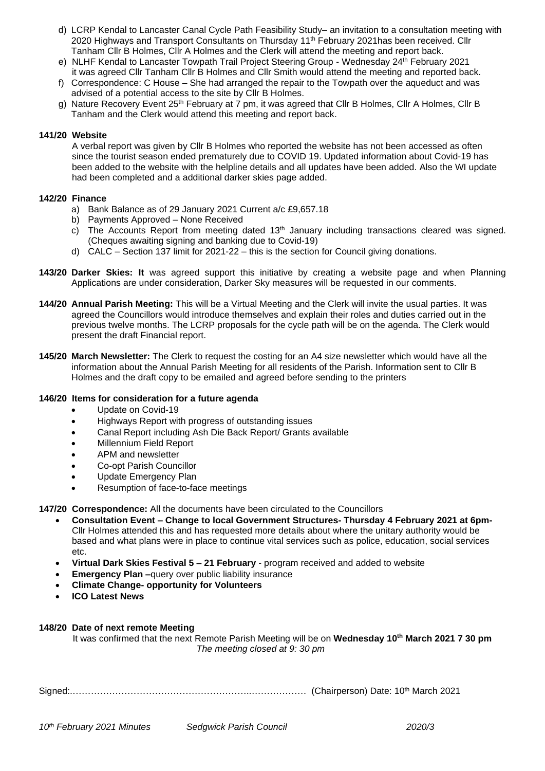d) LCRP Kendal to Lancaster Canal Cycle Path Feasibility Study– an invitation to a consultation meeting with 2020 Highways and Transport Consultants on Thursday 11th February 2021has been received. Cllr Tanham Cllr B Holmes, Cllr A Holmes and the Clerk will attend the meeting and report back.

e) NLHF Kendal to Lancaster Towpath Trail Project Steering Group - Wednesday 24th February 2021 it was agreed Cllr Tanham Cllr B Holmes and Cllr Smith would attend the meeting and reported back.

f) Correspondence: C House – She had arranged the repair to the Towpath over the aqueduct and was advised of a potential access to the site by Cllr B Holmes.

g) Nature Recovery Event 25th February at 7 pm, it was agreed that Cllr B Holmes, Cllr A Holmes, Cllr B Tanham and the Clerk would attend this meeting and report back.

**141/20 Website**

A verbal report was given by Cllr B Holmes who reported the website has not been accessed as often since the tourist season ended prematurely due to COVID 19. Updated information about Covid-19 has been added to the website with the helpline details and all updates have been added. Also the WI update had been completed and a additional darker skies page added.

**142/20 Finance**

a) Bank Balance as of 29 January 2021 Current a/c £9,657.18
b) Payments Approved – None Received
c) The Accounts Report from meeting dated 13th January including transactions cleared was signed. (Cheques awaiting signing and banking due to Covid-19)
d) CALC – Section 137 limit for 2021-22 – this is the section for Council giving donations.

**143/20 Darker Skies: It** was agreed support this initiative by creating a website page and when Planning Applications are under consideration, Darker Sky measures will be requested in our comments.

**144/20 Annual Parish Meeting:** This will be a Virtual Meeting and the Clerk will invite the usual parties. It was agreed the Councillors would introduce themselves and explain their roles and duties carried out in the previous twelve months. The LCRP proposals for the cycle path will be on the agenda. The Clerk would present the draft Financial report.

**145/20 March Newsletter:** The Clerk to request the costing for an A4 size newsletter which would have all the information about the Annual Parish Meeting for all residents of the Parish. Information sent to Cllr B Holmes and the draft copy to be emailed and agreed before sending to the printers

**146/20 Items for consideration for a future agenda**

- Update on Covid-19
- Highways Report with progress of outstanding issues
- Canal Report including Ash Die Back Report/ Grants available
- Millennium Field Report
- APM and newsletter
- Co-opt Parish Councillor
- Update Emergency Plan
- Resumption of face-to-face meetings

**147/20 Correspondence:** All the documents have been circulated to the Councillors

- **Consultation Event – Change to local Government Structures- Thursday 4 February 2021 at 6pm-** Cllr Holmes attended this and has requested more details about where the unitary authority would be based and what plans were in place to continue vital services such as police, education, social services etc.
- **Virtual Dark Skies Festival 5 – 21 February** - program received and added to website
- **Emergency Plan –**query over public liability insurance
- **Climate Change- opportunity for Volunteers**
- **ICO Latest News**

**148/20 Date of next remote Meeting**

It was confirmed that the next Remote Parish Meeting will be on **Wednesday 10th March 2021 7 30 pm**

*The meeting closed at 9: 30 pm*

Signed:………………………………………………………..……………… (Chairperson) Date: 10th March 2021